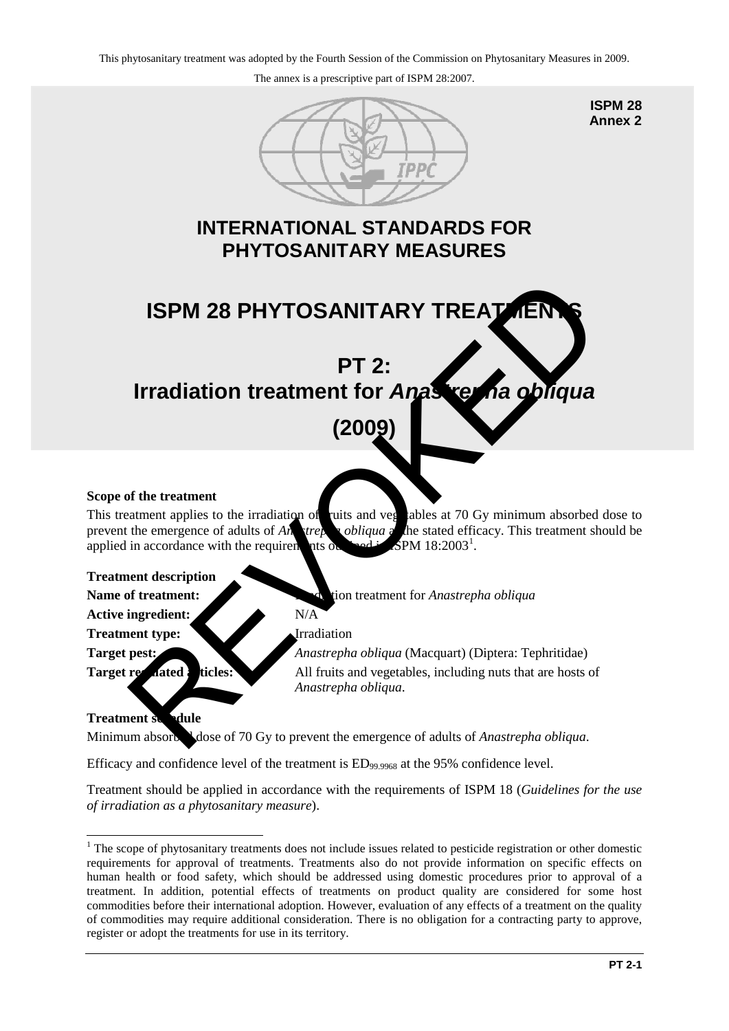This phytosanitary treatment was adopted by the Fourth Session of the Commission on Phytosanitary Measures in 2009.

The annex is a prescriptive part of ISPM 28:2007.

**ISPM 28**
**Annex 2**

# INTERNATIONAL STANDARDS FOR PHYTOSANITARY MEASURES

# ISPM 28 PHYTOSANITARY TREATMENTS

# PT 2: Irradiation treatment for *Anastrepha obliqua* (2009)

REVOKED

**Scope of the treatment**

This treatment applies to the irradiation of fruits and vegetables at 70 Gy minimum absorbed dose to prevent the emergence of adults of *Anastrepha obliqua* at the stated efficacy. This treatment should be applied in accordance with the requirements outlined in ISPM 18:2003[1].

**Treatment description**

**Name of treatment:** Irradiation treatment for *Anastrepha obliqua*

**Active ingredient:** N/A

**Treatment type:** Irradiation

**Target pest:** *Anastrepha obliqua* (Macquart) (Diptera: Tephritidae)

**Target regulated articles:** All fruits and vegetables, including nuts that are hosts of *Anastrepha obliqua*.

**Treatment schedule**

Minimum absorbed dose of 70 Gy to prevent the emergence of adults of *Anastrepha obliqua*.

Efficacy and confidence level of the treatment is $ED_{99.9968}$ at the 95% confidence level.

Treatment should be applied in accordance with the requirements of ISPM 18 (*Guidelines for the use of irradiation as a phytosanitary measure*).

[1] The scope of phytosanitary treatments does not include issues related to pesticide registration or other domestic requirements for approval of treatments. Treatments also do not provide information on specific effects on human health or food safety, which should be addressed using domestic procedures prior to approval of a treatment. In addition, potential effects of treatments on product quality are considered for some host commodities before their international adoption. However, evaluation of any effects of a treatment on the quality of commodities may require additional consideration. There is no obligation for a contracting party to approve, register or adopt the treatments for use in its territory.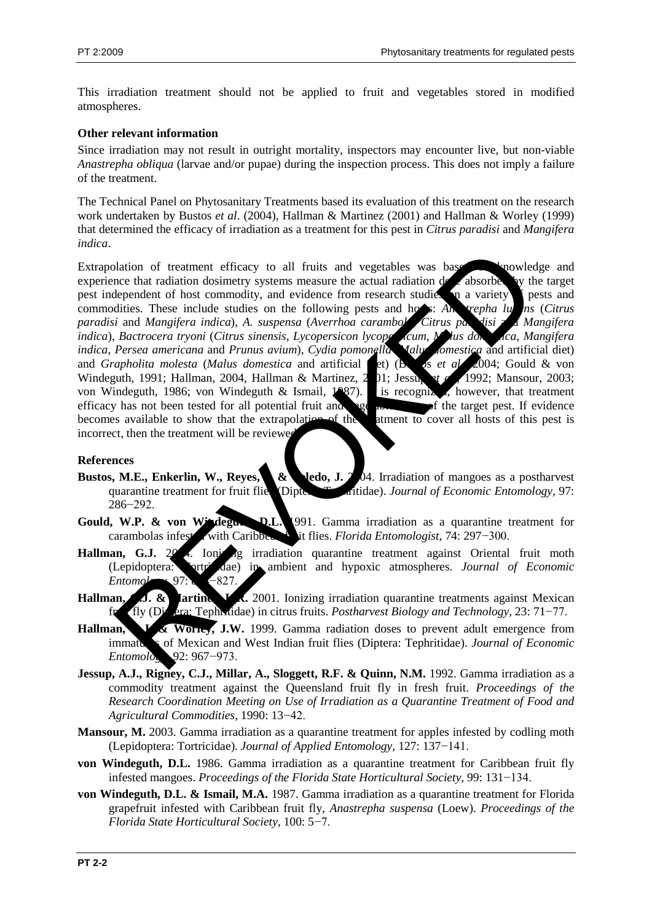This irradiation treatment should not be applied to fruit and vegetables stored in modified atmospheres.

**Other relevant information**

Since irradiation may not result in outright mortality, inspectors may encounter live, but non-viable *Anastrepha obliqua* (larvae and/or pupae) during the inspection process. This does not imply a failure of the treatment.

The Technical Panel on Phytosanitary Treatments based its evaluation of this treatment on the research work undertaken by Bustos *et al*. (2004), Hallman & Martinez (2001) and Hallman & Worley (1999) that determined the efficacy of irradiation as a treatment for this pest in *Citrus paradisi* and *Mangifera indica*.

Extrapolation of treatment efficacy to all fruits and vegetables was based on knowledge and experience that radiation dosimetry systems measure the actual radiation dose absorbed by the target pest independent of host commodity, and evidence from research studies on a variety of pests and commodities. These include studies on the following pests and hosts: *Anastrepha ludens* (*Citrus paradisi* and *Mangifera indica*), *A. suspensa* (*Averrhoa carambola*, *Citrus paradisi* and *Mangifera indica*), *Bactrocera tryoni* (*Citrus sinensis*, *Lycopersicon lycopersicum*, *Malus domestica*, *Mangifera indica*, *Persea americana* and *Prunus avium*), *Cydia pomonella* (*Malus domestica* and artificial diet) and *Grapholita molesta* (*Malus domestica* and artificial diet) (Bustos *et al*., 2004; Gould & von Windeguth, 1991; Hallman, 2004, Hallman & Martinez, 2001; Jessup *et al*., 1992; Mansour, 2003; von Windeguth, 1986; von Windeguth & Ismail, 1987). It is recognized, however, that treatment efficacy has not been tested for all potential fruit and vegetable hosts of the target pest. If evidence becomes available to show that the extrapolation of the treatment to cover all hosts of this pest is incorrect, then the treatment will be reviewed.

**References**

**Bustos, M.E., Enkerlin, W., Reyes, J. & Toledo, J.** 2004. Irradiation of mangoes as a postharvest quarantine treatment for fruit flies (Diptera: Tephritidae). *Journal of Economic Entomology*, 97: 286−292.

**Gould, W.P. & von Windeguth, D.L.** 1991. Gamma irradiation as a quarantine treatment for carambolas infested with Caribbean fruit flies. *Florida Entomologist*, 74: 297−300.

**Hallman, G.J.** 2004. Ionizing irradiation quarantine treatment against Oriental fruit moth (Lepidoptera: Tortricidae) in ambient and hypoxic atmospheres. *Journal of Economic Entomology*, 97: 824−827.

**Hallman, G.J. & Martinez, L.R.** 2001. Ionizing irradiation quarantine treatments against Mexican fruit fly (Diptera: Tephritidae) in citrus fruits. *Postharvest Biology and Technology*, 23: 71−77.

**Hallman, G.J. & Worley, J.W.** 1999. Gamma radiation doses to prevent adult emergence from immatures of Mexican and West Indian fruit flies (Diptera: Tephritidae). *Journal of Economic Entomology*, 92: 967−973.

**Jessup, A.J., Rigney, C.J., Millar, A., Sloggett, R.F. & Quinn, N.M.** 1992. Gamma irradiation as a commodity treatment against the Queensland fruit fly in fresh fruit. *Proceedings of the Research Coordination Meeting on Use of Irradiation as a Quarantine Treatment of Food and Agricultural Commodities*, 1990: 13−42.

**Mansour, M.** 2003. Gamma irradiation as a quarantine treatment for apples infested by codling moth (Lepidoptera: Tortricidae). *Journal of Applied Entomology*, 127: 137−141.

**von Windeguth, D.L.** 1986. Gamma irradiation as a quarantine treatment for Caribbean fruit fly infested mangoes. *Proceedings of the Florida State Horticultural Society*, 99: 131−134.

**von Windeguth, D.L. & Ismail, M.A.** 1987. Gamma irradiation as a quarantine treatment for Florida grapefruit infested with Caribbean fruit fly, *Anastrepha suspensa* (Loew). *Proceedings of the Florida State Horticultural Society*, 100: 5−7.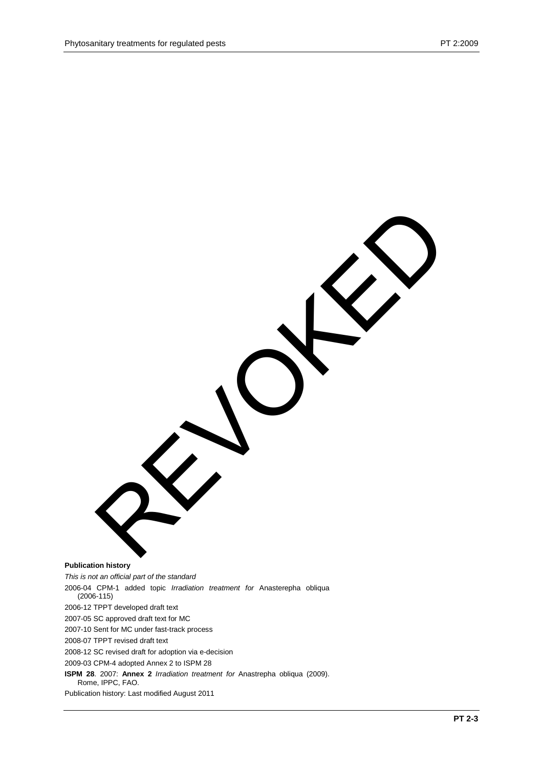REVOKED

**Publication history**

*This is not an official part of the standard*

2006-04 CPM-1 added topic *Irradiation treatment for* Anasterepha obliqua (2006-115)

2006-12 TPPT developed draft text

2007-05 SC approved draft text for MC

2007-10 Sent for MC under fast-track process

2008-07 TPPT revised draft text

2008-12 SC revised draft for adoption via e-decision

2009-03 CPM-4 adopted Annex 2 to ISPM 28

**ISPM 28**. 2007: **Annex 2** *Irradiation treatment for* Anastrepha obliqua (2009). Rome, IPPC, FAO.

Publication history: Last modified August 2011